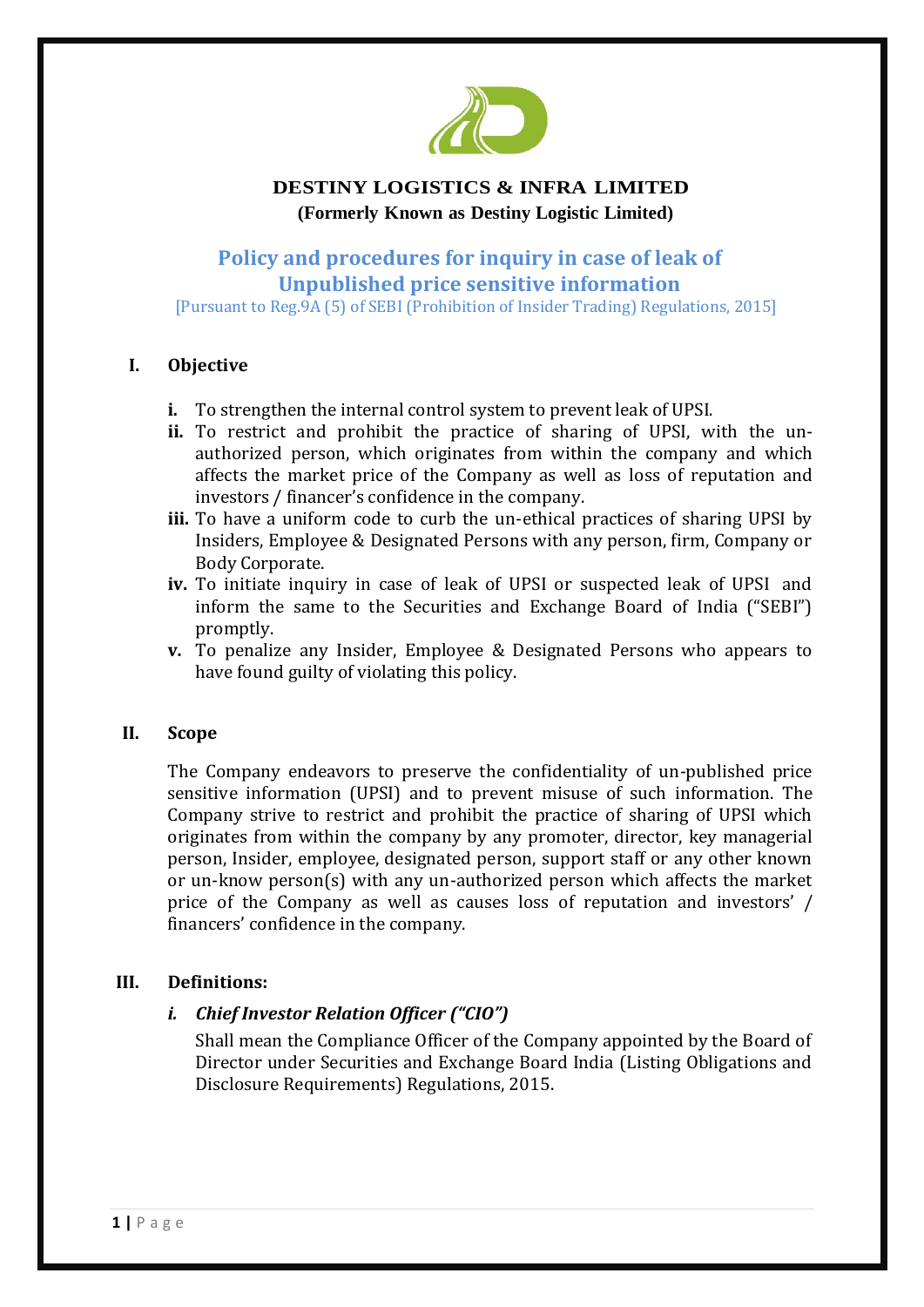**DESTINY LOGISTICS & INFRA LIMITED**

**(Formerly Known as Destiny Logistic Limited)**

# Policy and procedures for inquiry in case of leak of Unpublished price sensitive information

[Pursuant to Reg.9A (5) of SEBI (Prohibition of Insider Trading) Regulations, 2015]

## I. Objective

**i.** To strengthen the internal control system to prevent leak of UPSI.

**ii.** To restrict and prohibit the practice of sharing of UPSI, with the un-authorized person, which originates from within the company and which affects the market price of the Company as well as loss of reputation and investors / financer's confidence in the company.

**iii.** To have a uniform code to curb the un-ethical practices of sharing UPSI by Insiders, Employee & Designated Persons with any person, firm, Company or Body Corporate.

**iv.** To initiate inquiry in case of leak of UPSI or suspected leak of UPSI and inform the same to the Securities and Exchange Board of India ("SEBI") promptly.

**v.** To penalize any Insider, Employee & Designated Persons who appears to have found guilty of violating this policy.

## II. Scope

The Company endeavors to preserve the confidentiality of un-published price sensitive information (UPSI) and to prevent misuse of such information. The Company strive to restrict and prohibit the practice of sharing of UPSI which originates from within the company by any promoter, director, key managerial person, Insider, employee, designated person, support staff or any other known or un-know person(s) with any un-authorized person which affects the market price of the Company as well as causes loss of reputation and investors' / financers' confidence in the company.

## III. Definitions:

### *i. Chief Investor Relation Officer ("CIO")*

Shall mean the Compliance Officer of the Company appointed by the Board of Director under Securities and Exchange Board India (Listing Obligations and Disclosure Requirements) Regulations, 2015.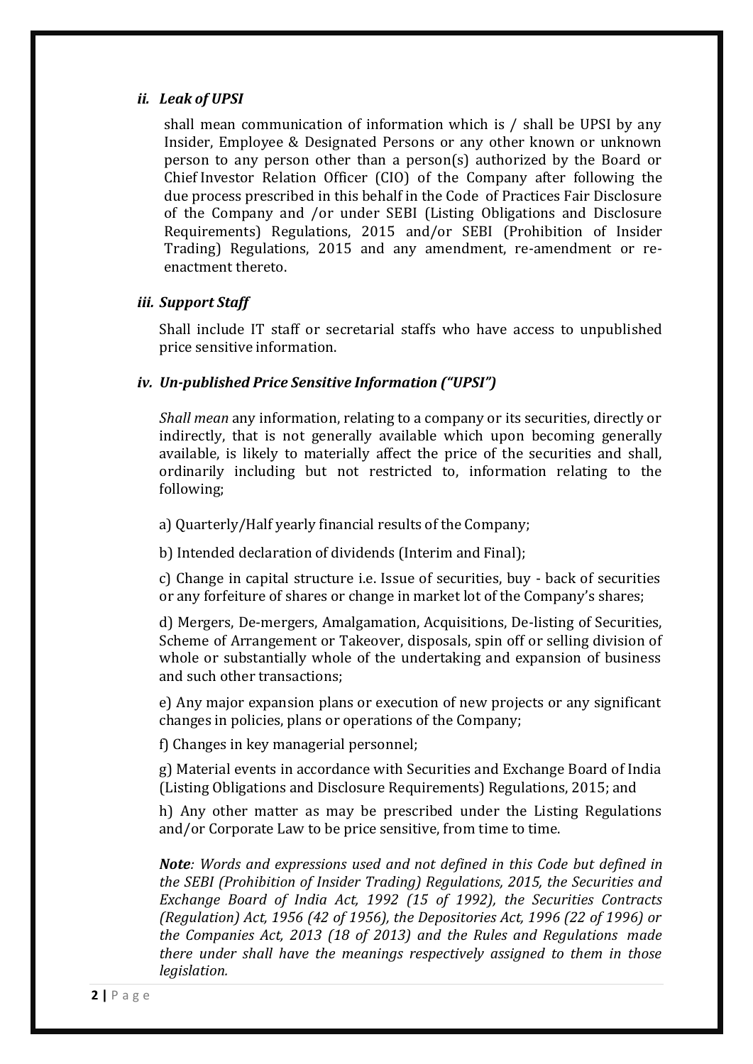### *ii. Leak of UPSI*

shall mean communication of information which is / shall be UPSI by any Insider, Employee & Designated Persons or any other known or unknown person to any person other than a person(s) authorized by the Board or Chief Investor Relation Officer (CIO) of the Company after following the due process prescribed in this behalf in the Code of Practices Fair Disclosure of the Company and /or under SEBI (Listing Obligations and Disclosure Requirements) Regulations, 2015 and/or SEBI (Prohibition of Insider Trading) Regulations, 2015 and any amendment, re-amendment or re-enactment thereto.

### *iii. Support Staff*

Shall include IT staff or secretarial staffs who have access to unpublished price sensitive information.

### *iv. Un-published Price Sensitive Information ("UPSI")*

*Shall mean* any information, relating to a company or its securities, directly or indirectly, that is not generally available which upon becoming generally available, is likely to materially affect the price of the securities and shall, ordinarily including but not restricted to, information relating to the following;

a) Quarterly/Half yearly financial results of the Company;

b) Intended declaration of dividends (Interim and Final);

c) Change in capital structure i.e. Issue of securities, buy - back of securities or any forfeiture of shares or change in market lot of the Company's shares;

d) Mergers, De-mergers, Amalgamation, Acquisitions, De-listing of Securities, Scheme of Arrangement or Takeover, disposals, spin off or selling division of whole or substantially whole of the undertaking and expansion of business and such other transactions;

e) Any major expansion plans or execution of new projects or any significant changes in policies, plans or operations of the Company;

f) Changes in key managerial personnel;

g) Material events in accordance with Securities and Exchange Board of India (Listing Obligations and Disclosure Requirements) Regulations, 2015; and

h) Any other matter as may be prescribed under the Listing Regulations and/or Corporate Law to be price sensitive, from time to time.

***Note****: Words and expressions used and not defined in this Code but defined in the SEBI (Prohibition of Insider Trading) Regulations, 2015, the Securities and Exchange Board of India Act, 1992 (15 of 1992), the Securities Contracts (Regulation) Act, 1956 (42 of 1956), the Depositories Act, 1996 (22 of 1996) or the Companies Act, 2013 (18 of 2013) and the Rules and Regulations made there under shall have the meanings respectively assigned to them in those legislation.*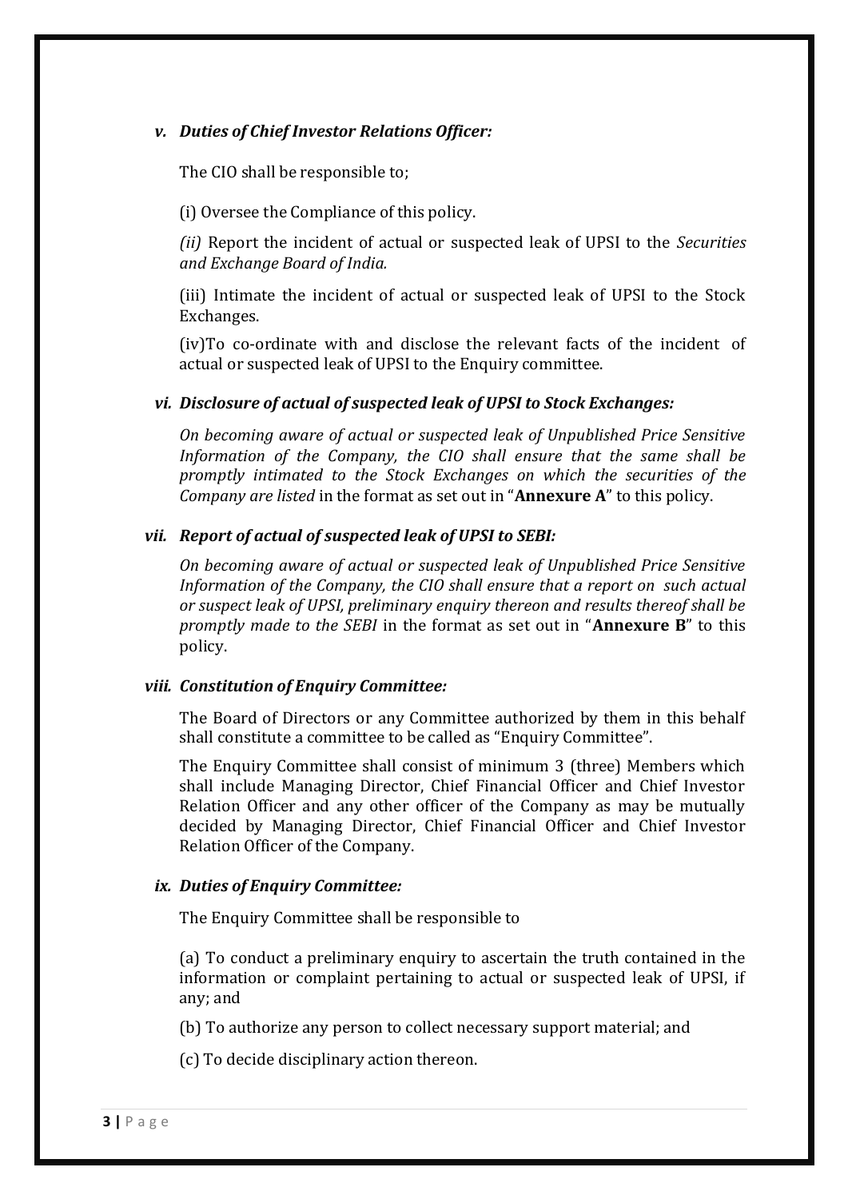### *v. Duties of Chief Investor Relations Officer:*

The CIO shall be responsible to;

(i) Oversee the Compliance of this policy.

*(ii)* Report the incident of actual or suspected leak of UPSI to the *Securities and Exchange Board of India.*

(iii) Intimate the incident of actual or suspected leak of UPSI to the Stock Exchanges.

(iv)To co-ordinate with and disclose the relevant facts of the incident of actual or suspected leak of UPSI to the Enquiry committee.

### *vi. Disclosure of actual of suspected leak of UPSI to Stock Exchanges:*

*On becoming aware of actual or suspected leak of Unpublished Price Sensitive Information of the Company, the CIO shall ensure that the same shall be promptly intimated to the Stock Exchanges on which the securities of the Company are listed* in the format as set out in "**Annexure A**" to this policy.

### *vii. Report of actual of suspected leak of UPSI to SEBI:*

*On becoming aware of actual or suspected leak of Unpublished Price Sensitive Information of the Company, the CIO shall ensure that a report on such actual or suspect leak of UPSI, preliminary enquiry thereon and results thereof shall be promptly made to the SEBI* in the format as set out in "**Annexure B**" to this policy.

### *viii. Constitution of Enquiry Committee:*

The Board of Directors or any Committee authorized by them in this behalf shall constitute a committee to be called as "Enquiry Committee".

The Enquiry Committee shall consist of minimum 3 (three) Members which shall include Managing Director, Chief Financial Officer and Chief Investor Relation Officer and any other officer of the Company as may be mutually decided by Managing Director, Chief Financial Officer and Chief Investor Relation Officer of the Company.

### *ix. Duties of Enquiry Committee:*

The Enquiry Committee shall be responsible to

(a) To conduct a preliminary enquiry to ascertain the truth contained in the information or complaint pertaining to actual or suspected leak of UPSI, if any; and

(b) To authorize any person to collect necessary support material; and

(c) To decide disciplinary action thereon.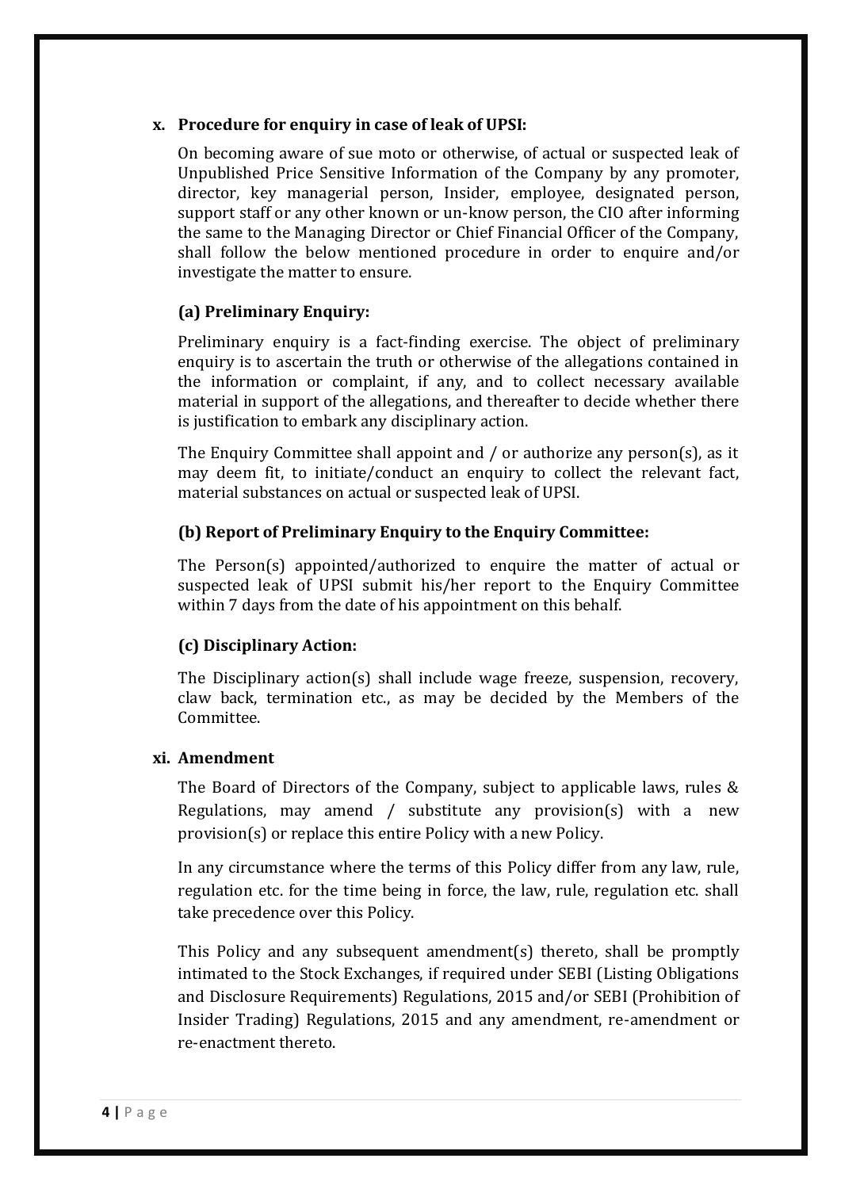**x. Procedure for enquiry in case of leak of UPSI:**

On becoming aware of sue moto or otherwise, of actual or suspected leak of Unpublished Price Sensitive Information of the Company by any promoter, director, key managerial person, Insider, employee, designated person, support staff or any other known or un-know person, the CIO after informing the same to the Managing Director or Chief Financial Officer of the Company, shall follow the below mentioned procedure in order to enquire and/or investigate the matter to ensure.

**(a) Preliminary Enquiry:**

Preliminary enquiry is a fact-finding exercise. The object of preliminary enquiry is to ascertain the truth or otherwise of the allegations contained in the information or complaint, if any, and to collect necessary available material in support of the allegations, and thereafter to decide whether there is justification to embark any disciplinary action.

The Enquiry Committee shall appoint and / or authorize any person(s), as it may deem fit, to initiate/conduct an enquiry to collect the relevant fact, material substances on actual or suspected leak of UPSI.

**(b) Report of Preliminary Enquiry to the Enquiry Committee:**

The Person(s) appointed/authorized to enquire the matter of actual or suspected leak of UPSI submit his/her report to the Enquiry Committee within 7 days from the date of his appointment on this behalf.

**(c) Disciplinary Action:**

The Disciplinary action(s) shall include wage freeze, suspension, recovery, claw back, termination etc., as may be decided by the Members of the Committee.

**xi. Amendment**

The Board of Directors of the Company, subject to applicable laws, rules & Regulations, may amend / substitute any provision(s) with a new provision(s) or replace this entire Policy with a new Policy.

In any circumstance where the terms of this Policy differ from any law, rule, regulation etc. for the time being in force, the law, rule, regulation etc. shall take precedence over this Policy.

This Policy and any subsequent amendment(s) thereto, shall be promptly intimated to the Stock Exchanges, if required under SEBI (Listing Obligations and Disclosure Requirements) Regulations, 2015 and/or SEBI (Prohibition of Insider Trading) Regulations, 2015 and any amendment, re-amendment or re-enactment thereto.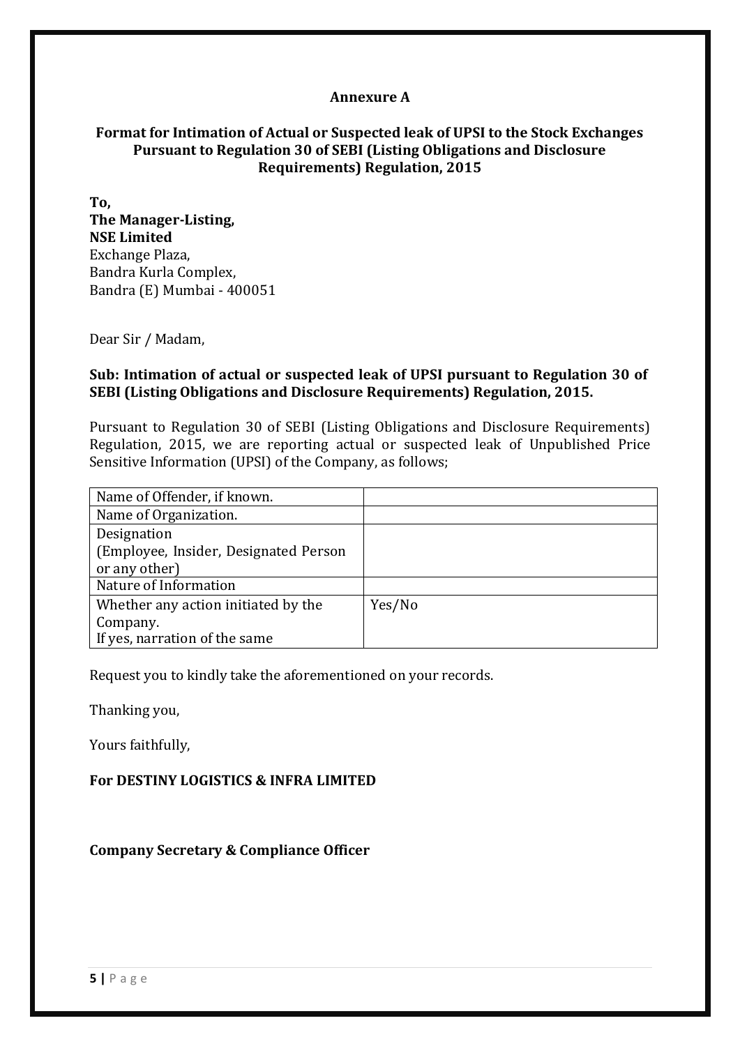**Annexure A**

**Format for Intimation of Actual or Suspected leak of UPSI to the Stock Exchanges Pursuant to Regulation 30 of SEBI (Listing Obligations and Disclosure Requirements) Regulation, 2015**

**To,**
**The Manager-Listing,**
**NSE Limited**
Exchange Plaza,
Bandra Kurla Complex,
Bandra (E) Mumbai - 400051

Dear Sir / Madam,

**Sub: Intimation of actual or suspected leak of UPSI pursuant to Regulation 30 of SEBI (Listing Obligations and Disclosure Requirements) Regulation, 2015.**

Pursuant to Regulation 30 of SEBI (Listing Obligations and Disclosure Requirements) Regulation, 2015, we are reporting actual or suspected leak of Unpublished Price Sensitive Information (UPSI) of the Company, as follows;

| | |
|---|---|
| Name of Offender, if known. | |
| Name of Organization. | |
| Designation (Employee, Insider, Designated Person or any other) | |
| Nature of Information | |
| Whether any action initiated by the Company. If yes, narration of the same | Yes/No |

Request you to kindly take the aforementioned on your records.

Thanking you,

Yours faithfully,

**For DESTINY LOGISTICS & INFRA LIMITED**

**Company Secretary & Compliance Officer**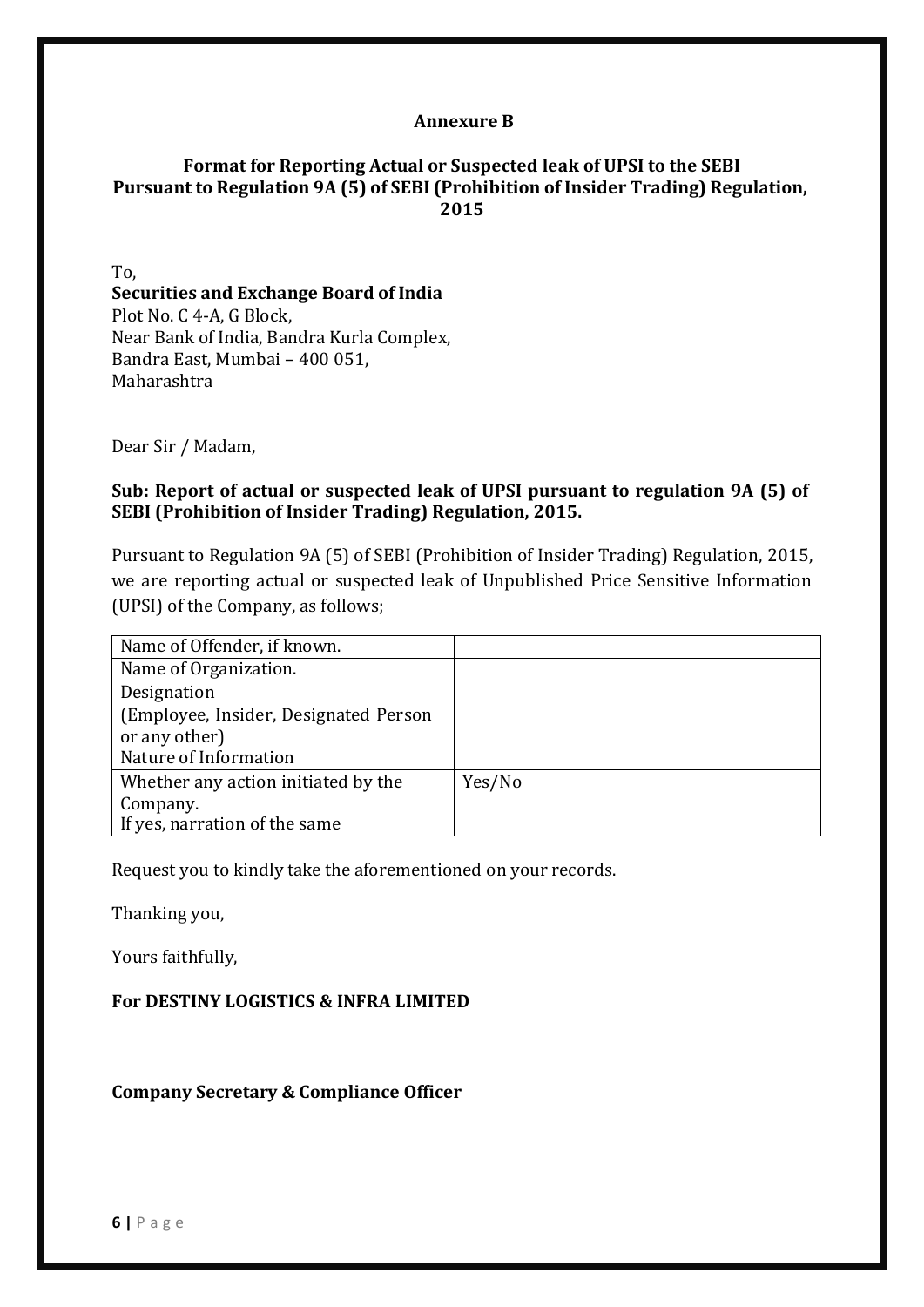## Annexure B

### Format for Reporting Actual or Suspected leak of UPSI to the SEBI Pursuant to Regulation 9A (5) of SEBI (Prohibition of Insider Trading) Regulation, 2015

To,
**Securities and Exchange Board of India**
Plot No. C 4-A, G Block,
Near Bank of India, Bandra Kurla Complex,
Bandra East, Mumbai – 400 051,
Maharashtra

Dear Sir / Madam,

**Sub: Report of actual or suspected leak of UPSI pursuant to regulation 9A (5) of SEBI (Prohibition of Insider Trading) Regulation, 2015.**

Pursuant to Regulation 9A (5) of SEBI (Prohibition of Insider Trading) Regulation, 2015, we are reporting actual or suspected leak of Unpublished Price Sensitive Information (UPSI) of the Company, as follows;

| | |
|---|---|
| Name of Offender, if known. | |
| Name of Organization. | |
| Designation (Employee, Insider, Designated Person or any other) | |
| Nature of Information | |
| Whether any action initiated by the Company. If yes, narration of the same | Yes/No |

Request you to kindly take the aforementioned on your records.

Thanking you,

Yours faithfully,

**For DESTINY LOGISTICS & INFRA LIMITED**

**Company Secretary & Compliance Officer**